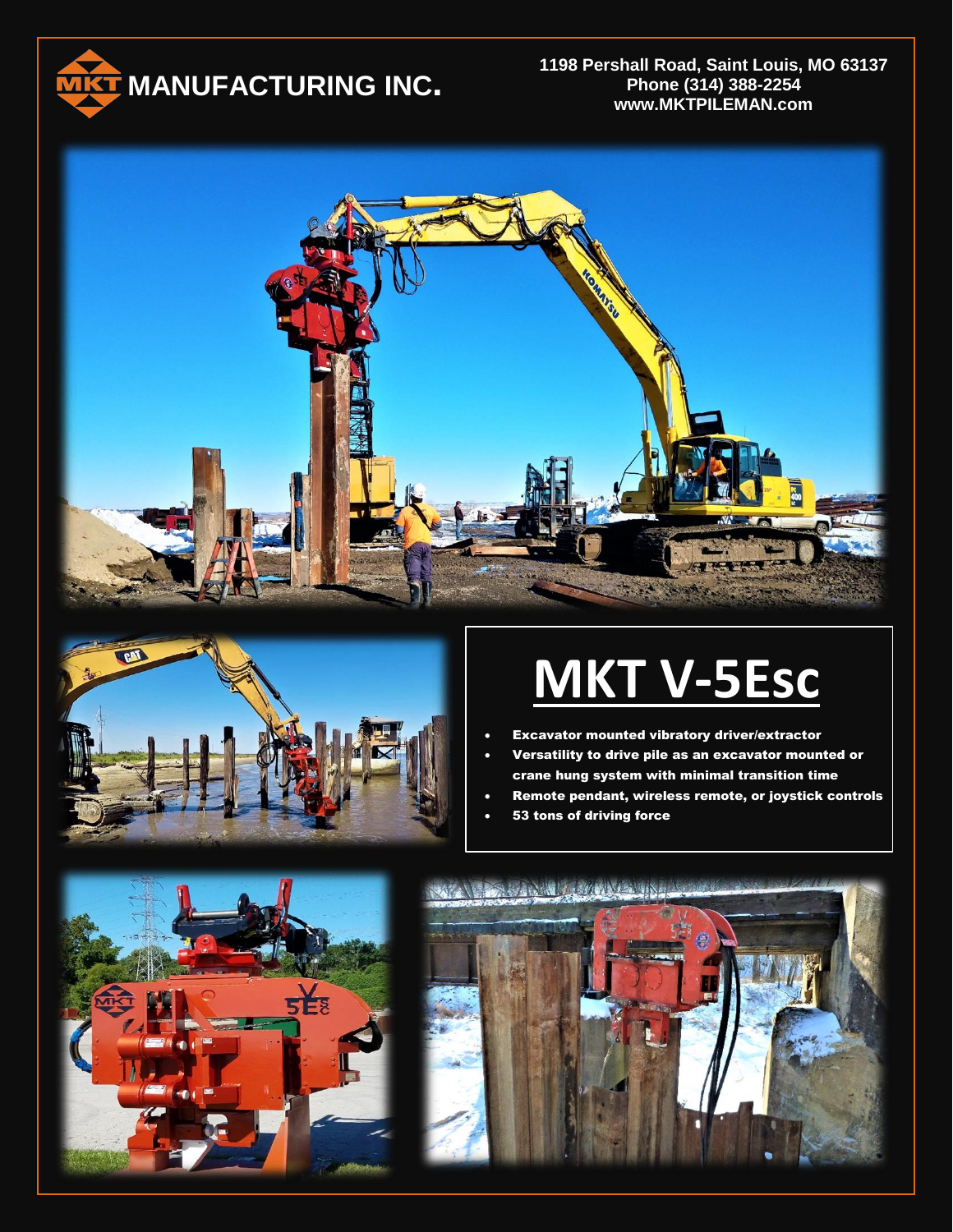MKT MANUFACTURING INC.

1198 Pershall Road, Saint Louis, MO 63137
Phone (314) 388-2254
www.MKTPILEMAN.com

# MKT V-5Esc

- Excavator mounted vibratory driver/extractor
- Versatility to drive pile as an excavator mounted or crane hung system with minimal transition time
- Remote pendant, wireless remote, or joystick controls
- 53 tons of driving force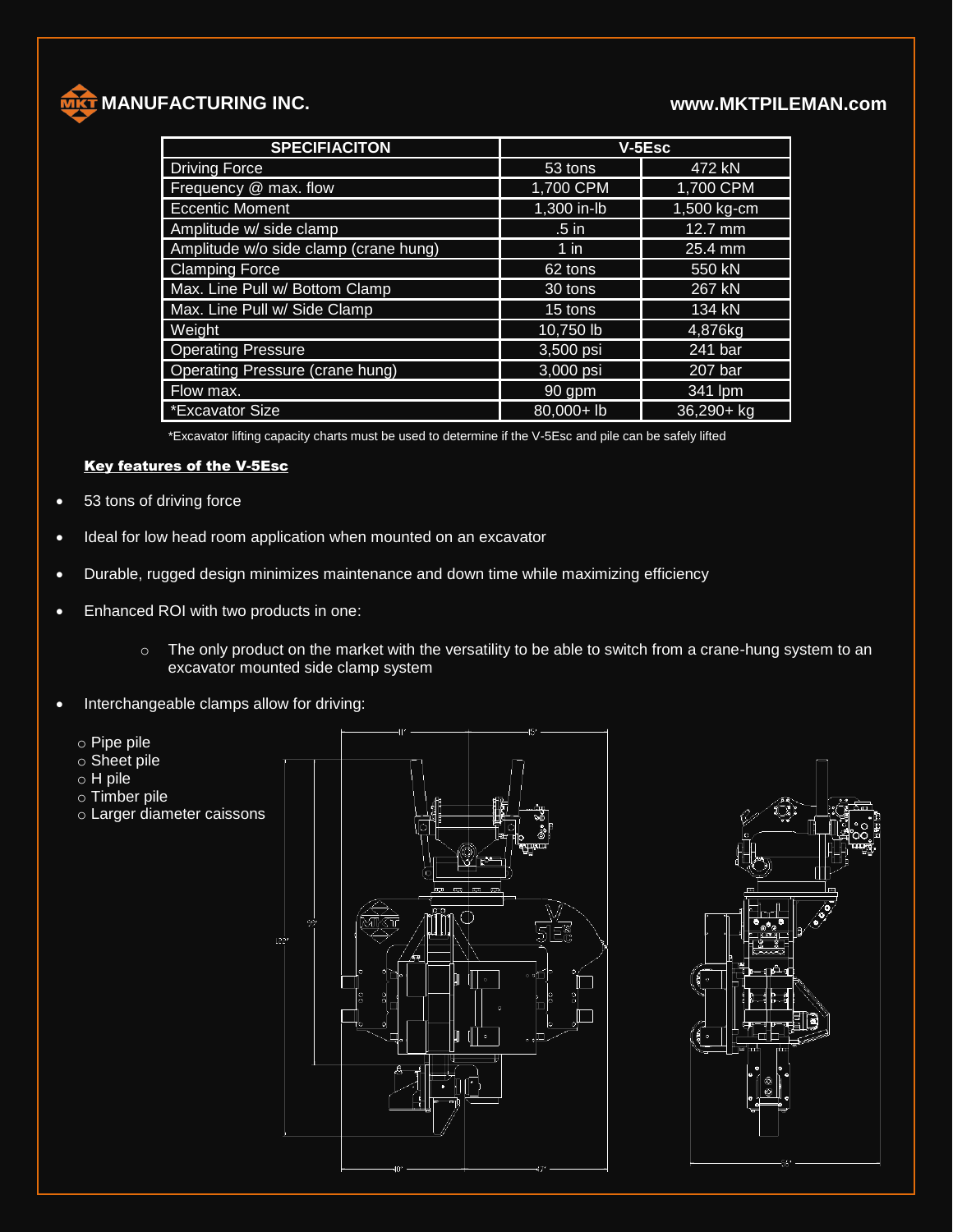# MKT MANUFACTURING INC.

www.MKTPILEMAN.com

| SPECIFIACITON | V-5Esc | |
|---|---|---|
| Driving Force | 53 tons | 472 kN |
| Frequency @ max. flow | 1,700 CPM | 1,700 CPM |
| Eccentic Moment | 1,300 in-lb | 1,500 kg-cm |
| Amplitude w/ side clamp | .5 in | 12.7 mm |
| Amplitude w/o side clamp (crane hung) | 1 in | 25.4 mm |
| Clamping Force | 62 tons | 550 kN |
| Max. Line Pull w/ Bottom Clamp | 30 tons | 267 kN |
| Max. Line Pull w/ Side Clamp | 15 tons | 134 kN |
| Weight | 10,750 lb | 4,876kg |
| Operating Pressure | 3,500 psi | 241 bar |
| Operating Pressure (crane hung) | 3,000 psi | 207 bar |
| Flow max. | 90 gpm | 341 lpm |
| *Excavator Size | 80,000+ lb | 36,290+ kg |

*Excavator lifting capacity charts must be used to determine if the V-5Esc and pile can be safely lifted

**Key features of the V-5Esc**

- 53 tons of driving force
- Ideal for low head room application when mounted on an excavator
- Durable, rugged design minimizes maintenance and down time while maximizing efficiency
- Enhanced ROI with two products in one:
  - The only product on the market with the versatility to be able to switch from a crane-hung system to an excavator mounted side clamp system
- Interchangeable clamps allow for driving:
  - Pipe pile
  - Sheet pile
  - H pile
  - Timber pile
  - Larger diameter caissons